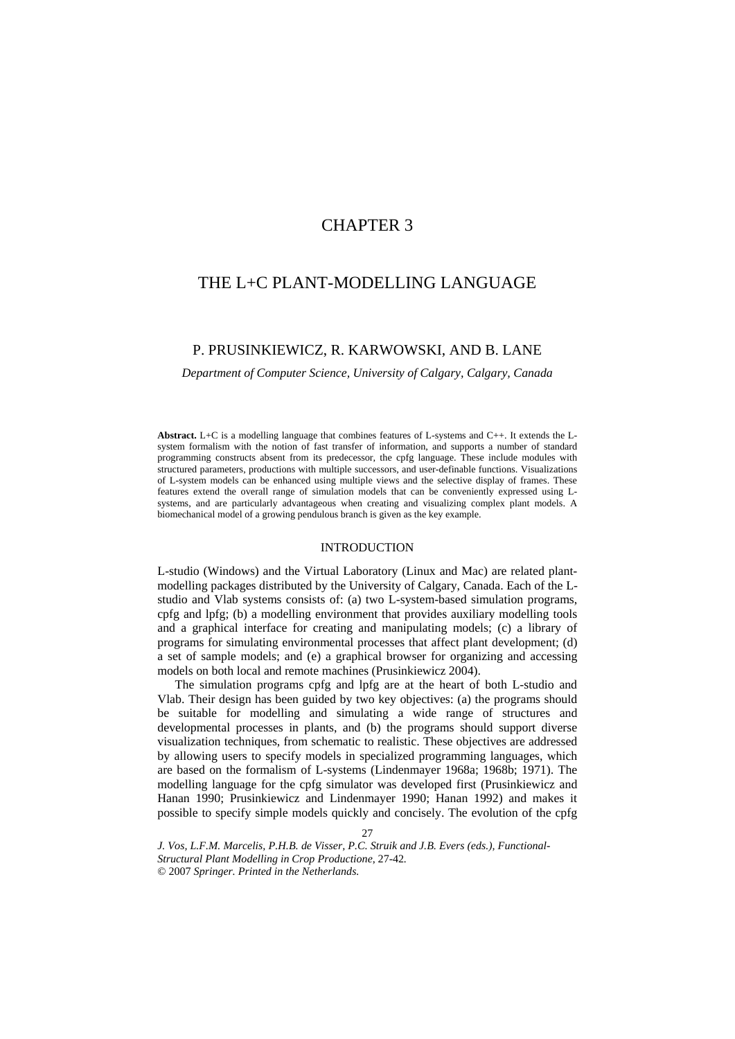# CHAPTER 3

# THE L+C PLANT-MODELLING LANGUAGE

## P. PRUSINKIEWICZ, R. KARWOWSKI, AND B. LANE

*Department of Computer Science, University of Calgary, Calgary, Canada*

**Abstract.** L+C is a modelling language that combines features of L-systems and C++. It extends the L-system formalism with the notion of fast transfer of information, and supports a number of standard programming constructs absent from its predecessor, the cpfg language. These include modules with structured parameters, productions with multiple successors, and user-definable functions. Visualizations of L-system models can be enhanced using multiple views and the selective display of frames. These features extend the overall range of simulation models that can be conveniently expressed using L-systems, and are particularly advantageous when creating and visualizing complex plant models. A biomechanical model of a growing pendulous branch is given as the key example.

## INTRODUCTION

L-studio (Windows) and the Virtual Laboratory (Linux and Mac) are related plant-modelling packages distributed by the University of Calgary, Canada. Each of the L-studio and Vlab systems consists of: (a) two L-system-based simulation programs, cpfg and lpfg; (b) a modelling environment that provides auxiliary modelling tools and a graphical interface for creating and manipulating models; (c) a library of programs for simulating environmental processes that affect plant development; (d) a set of sample models; and (e) a graphical browser for organizing and accessing models on both local and remote machines (Prusinkiewicz 2004).

The simulation programs cpfg and lpfg are at the heart of both L-studio and Vlab. Their design has been guided by two key objectives: (a) the programs should be suitable for modelling and simulating a wide range of structures and developmental processes in plants, and (b) the programs should support diverse visualization techniques, from schematic to realistic. These objectives are addressed by allowing users to specify models in specialized programming languages, which are based on the formalism of L-systems (Lindenmayer 1968a; 1968b; 1971). The modelling language for the cpfg simulator was developed first (Prusinkiewicz and Hanan 1990; Prusinkiewicz and Lindenmayer 1990; Hanan 1992) and makes it possible to specify simple models quickly and concisely. The evolution of the cpfg

*J. Vos, L.F.M. Marcelis, P.H.B. de Visser, P.C. Struik and J.B. Evers (eds.), Functional-Structural Plant Modelling in Crop Productione*, 27-42.
© 2007 *Springer. Printed in the Netherlands.*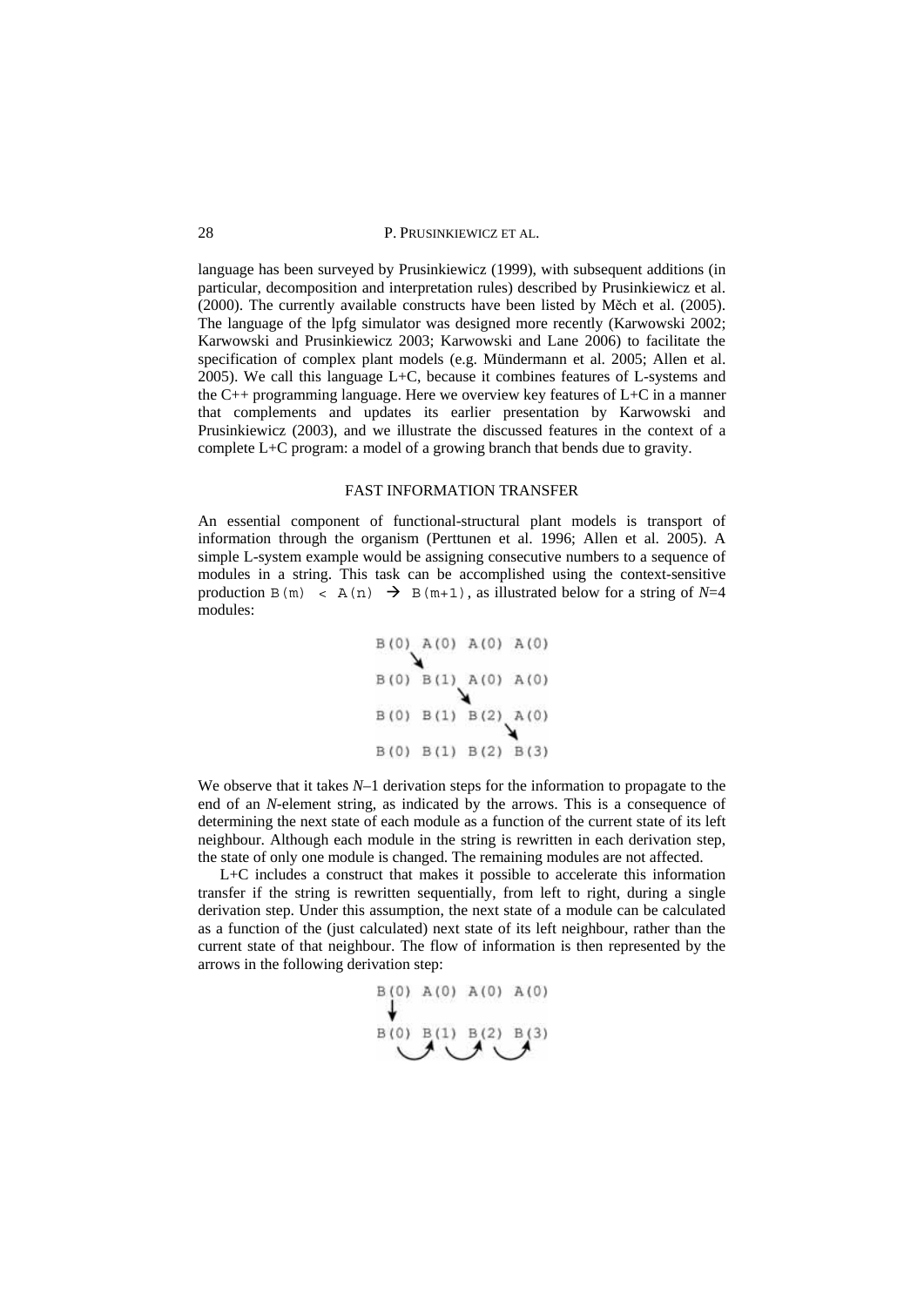language has been surveyed by Prusinkiewicz (1999), with subsequent additions (in particular, decomposition and interpretation rules) described by Prusinkiewicz et al. (2000). The currently available constructs have been listed by Měch et al. (2005). The language of the lpfg simulator was designed more recently (Karwowski 2002; Karwowski and Prusinkiewicz 2003; Karwowski and Lane 2006) to facilitate the specification of complex plant models (e.g. Mündermann et al. 2005; Allen et al. 2005). We call this language L+C, because it combines features of L-systems and the C++ programming language. Here we overview key features of L+C in a manner that complements and updates its earlier presentation by Karwowski and Prusinkiewicz (2003), and we illustrate the discussed features in the context of a complete L+C program: a model of a growing branch that bends due to gravity.

## FAST INFORMATION TRANSFER

An essential component of functional-structural plant models is transport of information through the organism (Perttunen et al. 1996; Allen et al. 2005). A simple L-system example would be assigning consecutive numbers to a sequence of modules in a string. This task can be accomplished using the context-sensitive production `B(m) < A(n)` → `B(m+1)`, as illustrated below for a string of $N$=4 modules:

```
B(0) A(0) A(0) A(0)
   ↘
B(0) B(1) A(0) A(0)
        ↘
B(0) B(1) B(2) A(0)
             ↘
B(0) B(1) B(2) B(3)
```

We observe that it takes $N$–1 derivation steps for the information to propagate to the end of an $N$-element string, as indicated by the arrows. This is a consequence of determining the next state of each module as a function of the current state of its left neighbour. Although each module in the string is rewritten in each derivation step, the state of only one module is changed. The remaining modules are not affected.

L+C includes a construct that makes it possible to accelerate this information transfer if the string is rewritten sequentially, from left to right, during a single derivation step. Under this assumption, the next state of a module can be calculated as a function of the (just calculated) next state of its left neighbour, rather than the current state of that neighbour. The flow of information is then represented by the arrows in the following derivation step:

```
B(0) A(0) A(0) A(0)
↓
B(0) B(1) B(2) B(3)
   ↪    ↪    ↪
```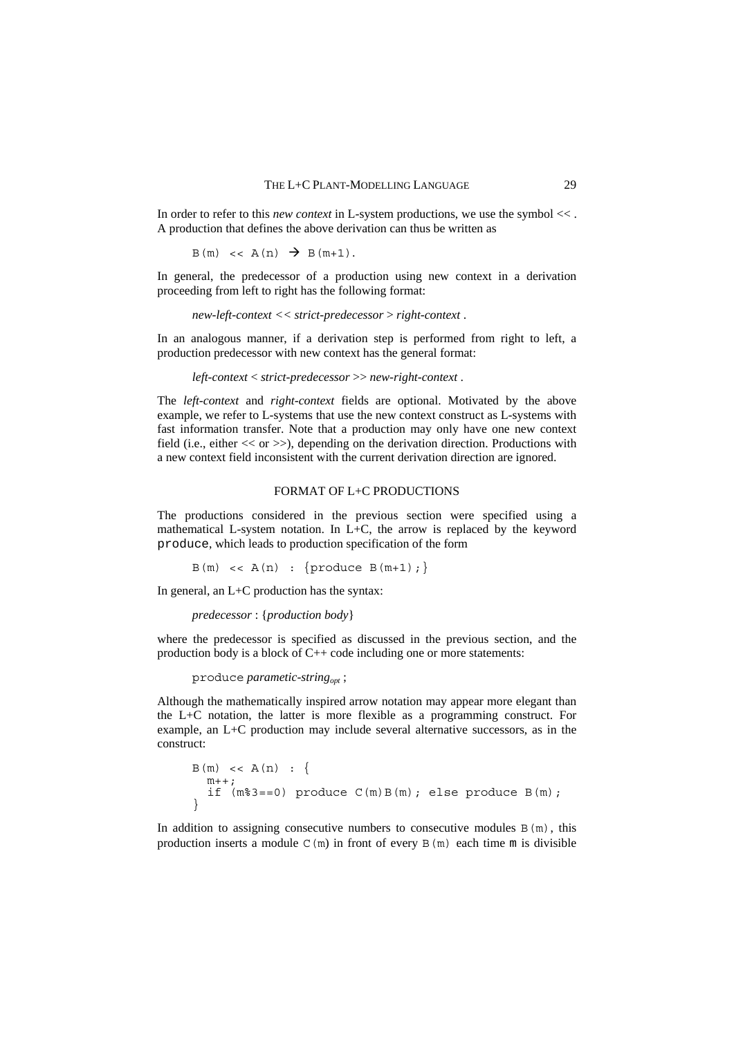In order to refer to this *new context* in L-system productions, we use the symbol << . A production that defines the above derivation can thus be written as

```
B(m) << A(n) → B(m+1).
```

In general, the predecessor of a production using new context in a derivation proceeding from left to right has the following format:

*new-left-context* << *strict-predecessor* > *right-context* .

In an analogous manner, if a derivation step is performed from right to left, a production predecessor with new context has the general format:

*left-context* < *strict-predecessor* >> *new-right-context* .

The *left-context* and *right-context* fields are optional. Motivated by the above example, we refer to L-systems that use the new context construct as L-systems with fast information transfer. Note that a production may only have one new context field (i.e., either << or >>), depending on the derivation direction. Productions with a new context field inconsistent with the current derivation direction are ignored.

## FORMAT OF L+C PRODUCTIONS

The productions considered in the previous section were specified using a mathematical L-system notation. In L+C, the arrow is replaced by the keyword `produce`, which leads to production specification of the form

```
B(m) << A(n) : {produce B(m+1);}
```

In general, an L+C production has the syntax:

*predecessor* : {*production body*}

where the predecessor is specified as discussed in the previous section, and the production body is a block of C++ code including one or more statements:

`produce` *parametic-string*$_{opt}$ ;

Although the mathematically inspired arrow notation may appear more elegant than the L+C notation, the latter is more flexible as a programming construct. For example, an L+C production may include several alternative successors, as in the construct:

```
B(m) << A(n) : {
  m++;
  if (m%3==0) produce C(m)B(m); else produce B(m);
}
```

In addition to assigning consecutive numbers to consecutive modules `B(m)`, this production inserts a module `C(m)` in front of every `B(m)` each time `m` is divisible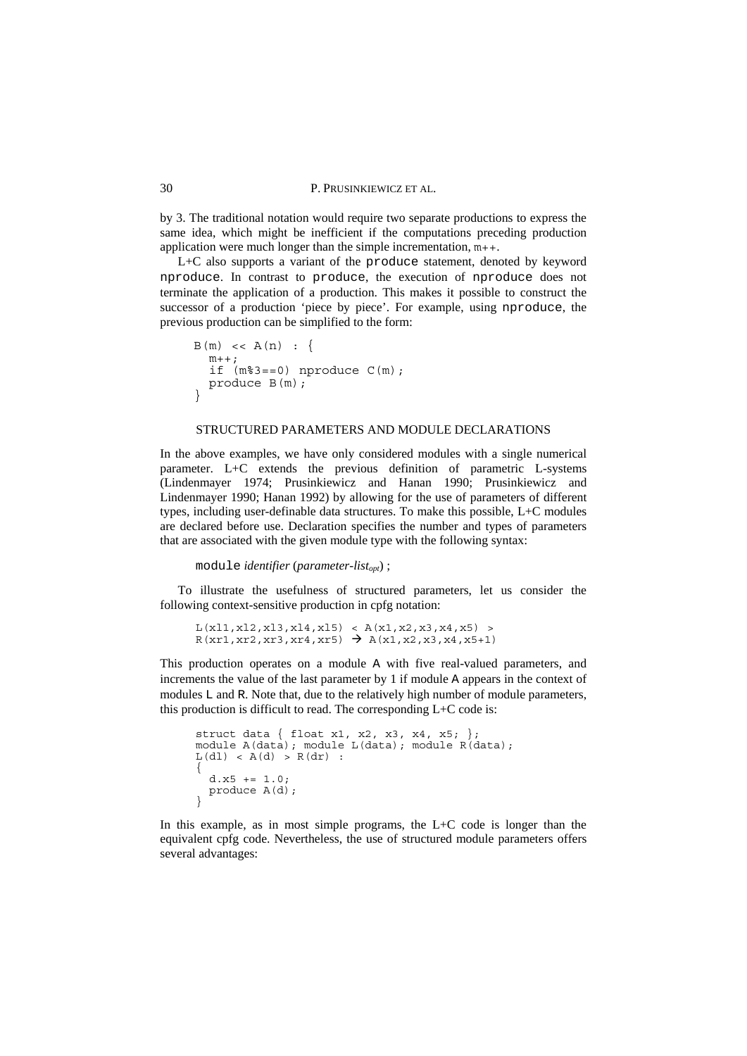by 3. The traditional notation would require two separate productions to express the same idea, which might be inefficient if the computations preceding production application were much longer than the simple incrementation, `m++`.

L+C also supports a variant of the `produce` statement, denoted by keyword `nproduce`. In contrast to `produce`, the execution of `nproduce` does not terminate the application of a production. This makes it possible to construct the successor of a production 'piece by piece'. For example, using `nproduce`, the previous production can be simplified to the form:

```
B(m) << A(n) : {
  m++;
  if (m%3==0) nproduce C(m);
  produce B(m);
}
```

## STRUCTURED PARAMETERS AND MODULE DECLARATIONS

In the above examples, we have only considered modules with a single numerical parameter. L+C extends the previous definition of parametric L-systems (Lindenmayer 1974; Prusinkiewicz and Hanan 1990; Prusinkiewicz and Lindenmayer 1990; Hanan 1992) by allowing for the use of parameters of different types, including user-definable data structures. To make this possible, L+C modules are declared before use. Declaration specifies the number and types of parameters that are associated with the given module type with the following syntax:

`module` *identifier* (*parameter-list$_{opt}$*) ;

To illustrate the usefulness of structured parameters, let us consider the following context-sensitive production in cpfg notation:

```
L(xl1,xl2,xl3,xl4,xl5) < A(x1,x2,x3,x4,x5) >
R(xr1,xr2,xr3,xr4,xr5) → A(x1,x2,x3,x4,x5+1)
```

This production operates on a module A with five real-valued parameters, and increments the value of the last parameter by 1 if module A appears in the context of modules L and R. Note that, due to the relatively high number of module parameters, this production is difficult to read. The corresponding L+C code is:

```
struct data { float x1, x2, x3, x4, x5; };
module A(data); module L(data); module R(data);
L(dl) < A(d) > R(dr) :
{
  d.x5 += 1.0;
  produce A(d);
}
```

In this example, as in most simple programs, the L+C code is longer than the equivalent cpfg code. Nevertheless, the use of structured module parameters offers several advantages: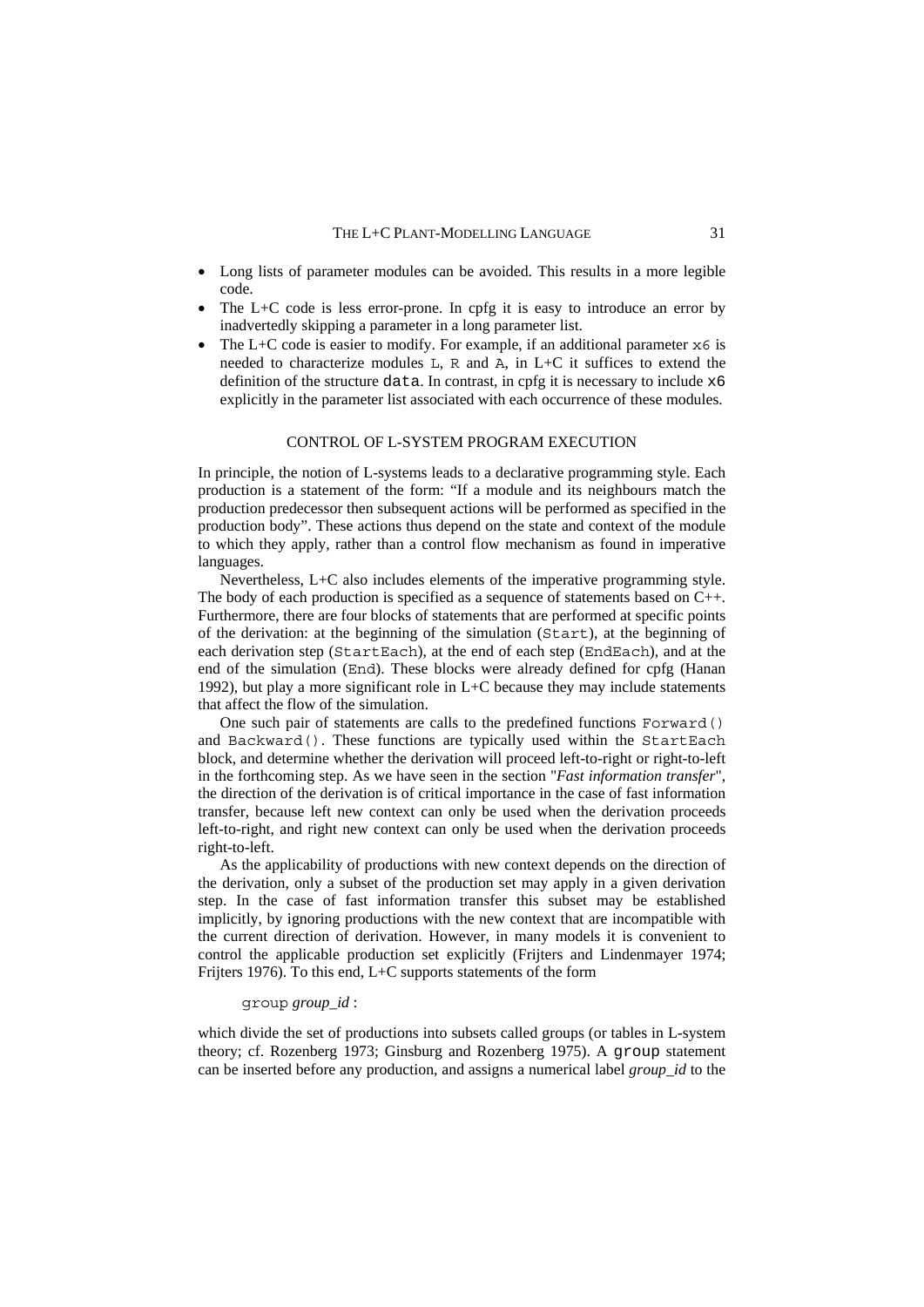- Long lists of parameter modules can be avoided. This results in a more legible code.
- The L+C code is less error-prone. In cpfg it is easy to introduce an error by inadvertedly skipping a parameter in a long parameter list.
- The L+C code is easier to modify. For example, if an additional parameter `x6` is needed to characterize modules `L`, `R` and `A`, in L+C it suffices to extend the definition of the structure `data`. In contrast, in cpfg it is necessary to include `x6` explicitly in the parameter list associated with each occurrence of these modules.

## CONTROL OF L-SYSTEM PROGRAM EXECUTION

In principle, the notion of L-systems leads to a declarative programming style. Each production is a statement of the form: "If a module and its neighbours match the production predecessor then subsequent actions will be performed as specified in the production body". These actions thus depend on the state and context of the module to which they apply, rather than a control flow mechanism as found in imperative languages.

Nevertheless, L+C also includes elements of the imperative programming style. The body of each production is specified as a sequence of statements based on C++. Furthermore, there are four blocks of statements that are performed at specific points of the derivation: at the beginning of the simulation (`Start`), at the beginning of each derivation step (`StartEach`), at the end of each step (`EndEach`), and at the end of the simulation (`End`). These blocks were already defined for cpfg (Hanan 1992), but play a more significant role in L+C because they may include statements that affect the flow of the simulation.

One such pair of statements are calls to the predefined functions `Forward()` and `Backward()`. These functions are typically used within the `StartEach` block, and determine whether the derivation will proceed left-to-right or right-to-left in the forthcoming step. As we have seen in the section "*Fast information transfer*", the direction of the derivation is of critical importance in the case of fast information transfer, because left new context can only be used when the derivation proceeds left-to-right, and right new context can only be used when the derivation proceeds right-to-left.

As the applicability of productions with new context depends on the direction of the derivation, only a subset of the production set may apply in a given derivation step. In the case of fast information transfer this subset may be established implicitly, by ignoring productions with the new context that are incompatible with the current direction of derivation. However, in many models it is convenient to control the applicable production set explicitly (Frijters and Lindenmayer 1974; Frijters 1976). To this end, L+C supports statements of the form

`group` *group_id* :

which divide the set of productions into subsets called groups (or tables in L-system theory; cf. Rozenberg 1973; Ginsburg and Rozenberg 1975). A `group` statement can be inserted before any production, and assigns a numerical label *group_id* to the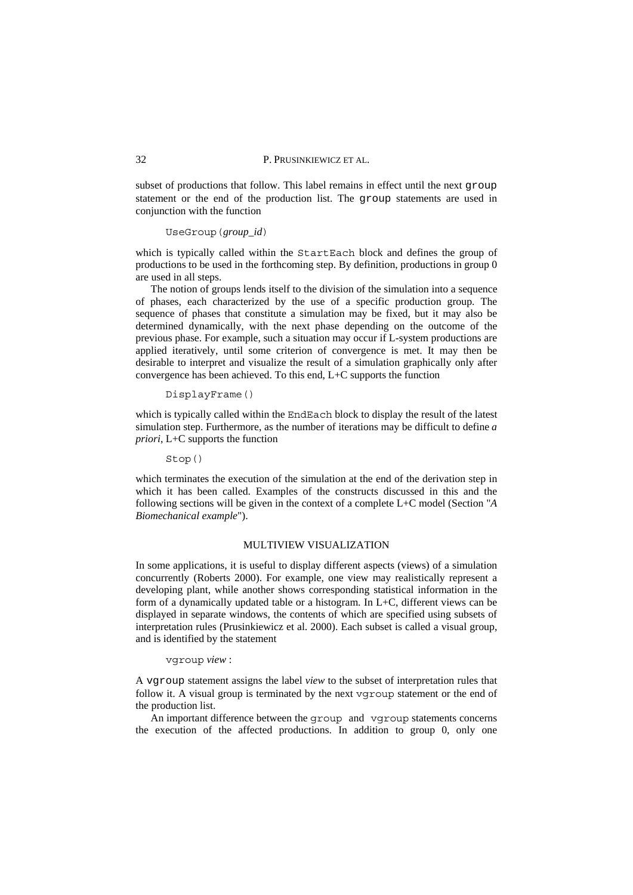subset of productions that follow. This label remains in effect until the next `group` statement or the end of the production list. The `group` statements are used in conjunction with the function

```
UseGroup(group_id)
```

which is typically called within the `StartEach` block and defines the group of productions to be used in the forthcoming step. By definition, productions in group 0 are used in all steps.

The notion of groups lends itself to the division of the simulation into a sequence of phases, each characterized by the use of a specific production group. The sequence of phases that constitute a simulation may be fixed, but it may also be determined dynamically, with the next phase depending on the outcome of the previous phase. For example, such a situation may occur if L-system productions are applied iteratively, until some criterion of convergence is met. It may then be desirable to interpret and visualize the result of a simulation graphically only after convergence has been achieved. To this end, L+C supports the function

```
DisplayFrame()
```

which is typically called within the `EndEach` block to display the result of the latest simulation step. Furthermore, as the number of iterations may be difficult to define *a priori*, L+C supports the function

```
Stop()
```

which terminates the execution of the simulation at the end of the derivation step in which it has been called. Examples of the constructs discussed in this and the following sections will be given in the context of a complete L+C model (Section "*A Biomechanical example*").

## MULTIVIEW VISUALIZATION

In some applications, it is useful to display different aspects (views) of a simulation concurrently (Roberts 2000). For example, one view may realistically represent a developing plant, while another shows corresponding statistical information in the form of a dynamically updated table or a histogram. In L+C, different views can be displayed in separate windows, the contents of which are specified using subsets of interpretation rules (Prusinkiewicz et al. 2000). Each subset is called a visual group, and is identified by the statement

```
vgroup view :
```

A `vgroup` statement assigns the label *view* to the subset of interpretation rules that follow it. A visual group is terminated by the next `vgroup` statement or the end of the production list.

An important difference between the `group` and `vgroup` statements concerns the execution of the affected productions. In addition to group 0, only one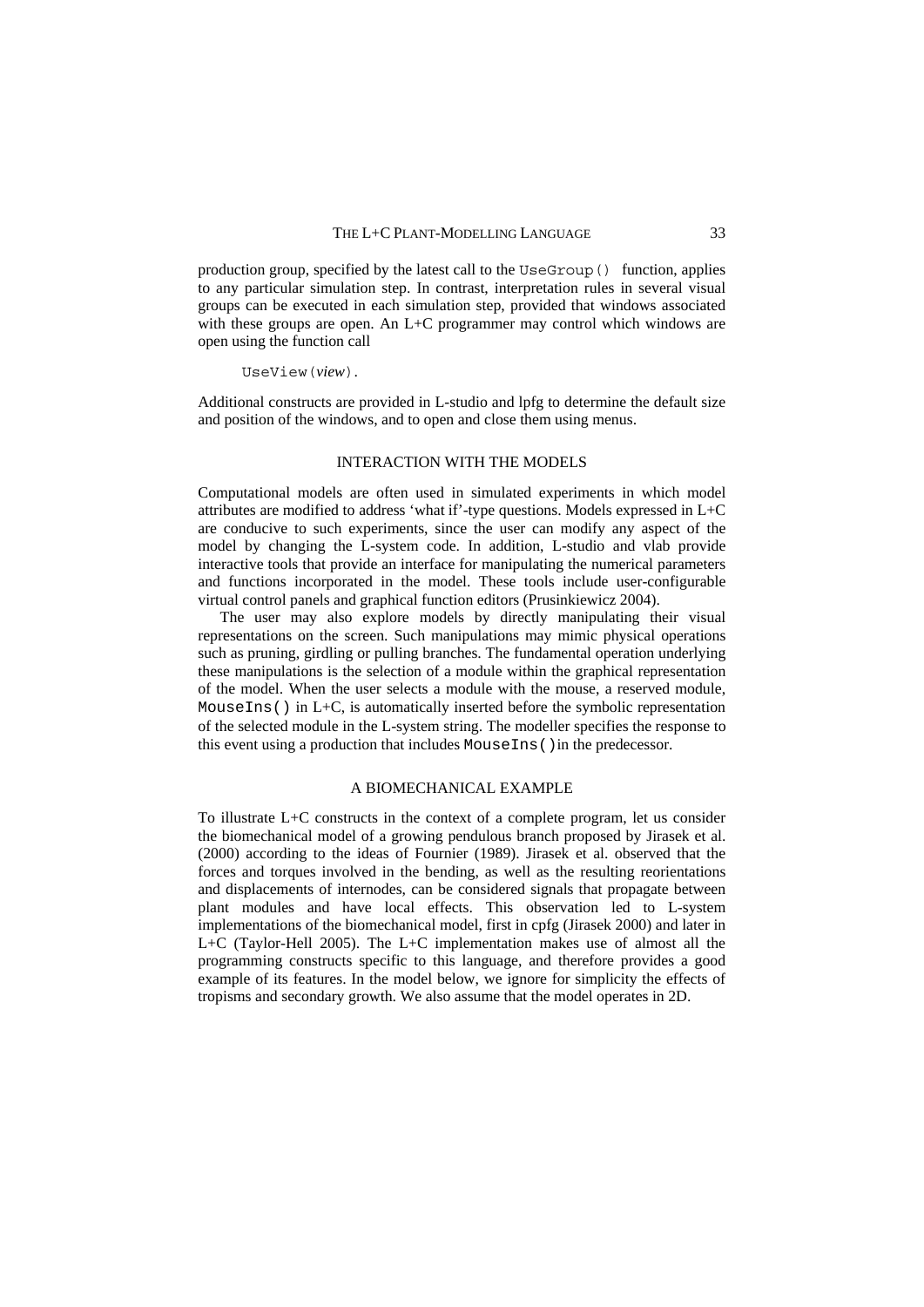production group, specified by the latest call to the `UseGroup()` function, applies to any particular simulation step. In contrast, interpretation rules in several visual groups can be executed in each simulation step, provided that windows associated with these groups are open. An L+C programmer may control which windows are open using the function call

```
UseView(view).
```

Additional constructs are provided in L-studio and lpfg to determine the default size and position of the windows, and to open and close them using menus.

## INTERACTION WITH THE MODELS

Computational models are often used in simulated experiments in which model attributes are modified to address 'what if'-type questions. Models expressed in L+C are conducive to such experiments, since the user can modify any aspect of the model by changing the L-system code. In addition, L-studio and vlab provide interactive tools that provide an interface for manipulating the numerical parameters and functions incorporated in the model. These tools include user-configurable virtual control panels and graphical function editors (Prusinkiewicz 2004).

The user may also explore models by directly manipulating their visual representations on the screen. Such manipulations may mimic physical operations such as pruning, girdling or pulling branches. The fundamental operation underlying these manipulations is the selection of a module within the graphical representation of the model. When the user selects a module with the mouse, a reserved module, `MouseIns()` in L+C, is automatically inserted before the symbolic representation of the selected module in the L-system string. The modeller specifies the response to this event using a production that includes `MouseIns()` in the predecessor.

## A BIOMECHANICAL EXAMPLE

To illustrate L+C constructs in the context of a complete program, let us consider the biomechanical model of a growing pendulous branch proposed by Jirasek et al. (2000) according to the ideas of Fournier (1989). Jirasek et al. observed that the forces and torques involved in the bending, as well as the resulting reorientations and displacements of internodes, can be considered signals that propagate between plant modules and have local effects. This observation led to L-system implementations of the biomechanical model, first in cpfg (Jirasek 2000) and later in L+C (Taylor-Hell 2005). The L+C implementation makes use of almost all the programming constructs specific to this language, and therefore provides a good example of its features. In the model below, we ignore for simplicity the effects of tropisms and secondary growth. We also assume that the model operates in 2D.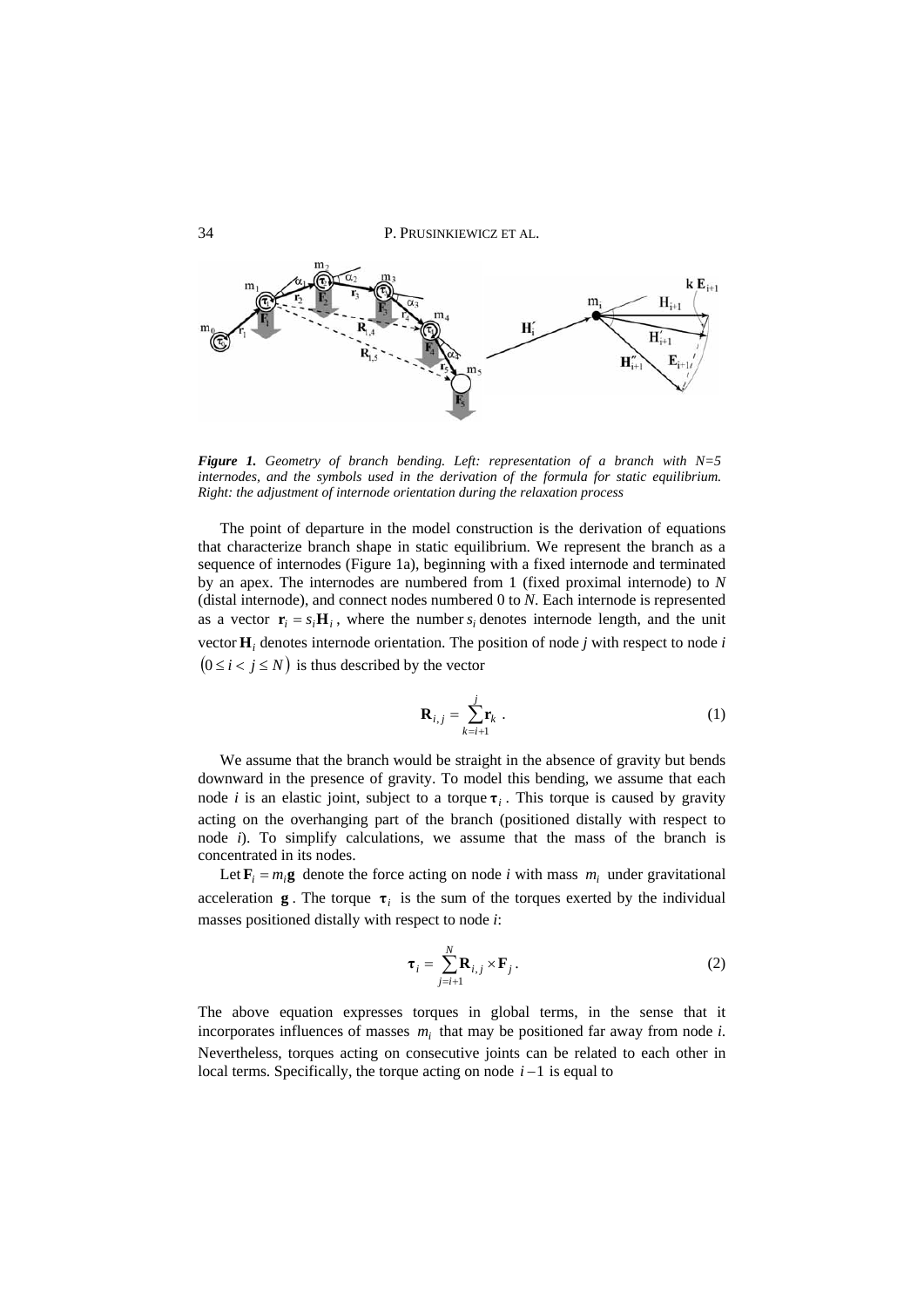*Figure 1. Geometry of branch bending. Left: representation of a branch with N=5 internodes, and the symbols used in the derivation of the formula for static equilibrium. Right: the adjustment of internode orientation during the relaxation process*

The point of departure in the model construction is the derivation of equations that characterize branch shape in static equilibrium. We represent the branch as a sequence of internodes (Figure 1a), beginning with a fixed internode and terminated by an apex. The internodes are numbered from 1 (fixed proximal internode) to $N$ (distal internode), and connect nodes numbered 0 to $N$. Each internode is represented as a vector $\mathbf{r}_i = s_i \mathbf{H}_i$, where the number $s_i$ denotes internode length, and the unit vector $\mathbf{H}_i$ denotes internode orientation. The position of node $j$ with respect to node $i$ $(0 \le i < j \le N)$ is thus described by the vector

$$\mathbf{R}_{i,j} = \sum_{k=i+1}^{j} \mathbf{r}_k \,. \tag{1}$$

We assume that the branch would be straight in the absence of gravity but bends downward in the presence of gravity. To model this bending, we assume that each node $i$ is an elastic joint, subject to a torque $\boldsymbol{\tau}_i$. This torque is caused by gravity acting on the overhanging part of the branch (positioned distally with respect to node $i$). To simplify calculations, we assume that the mass of the branch is concentrated in its nodes.

Let $\mathbf{F}_i = m_i \mathbf{g}$ denote the force acting on node $i$ with mass $m_i$ under gravitational acceleration $\mathbf{g}$. The torque $\boldsymbol{\tau}_i$ is the sum of the torques exerted by the individual masses positioned distally with respect to node $i$:

$$\boldsymbol{\tau}_i = \sum_{j=i+1}^{N} \mathbf{R}_{i,j} \times \mathbf{F}_j \,. \tag{2}$$

The above equation expresses torques in global terms, in the sense that it incorporates influences of masses $m_i$ that may be positioned far away from node $i$. Nevertheless, torques acting on consecutive joints can be related to each other in local terms. Specifically, the torque acting on node $i-1$ is equal to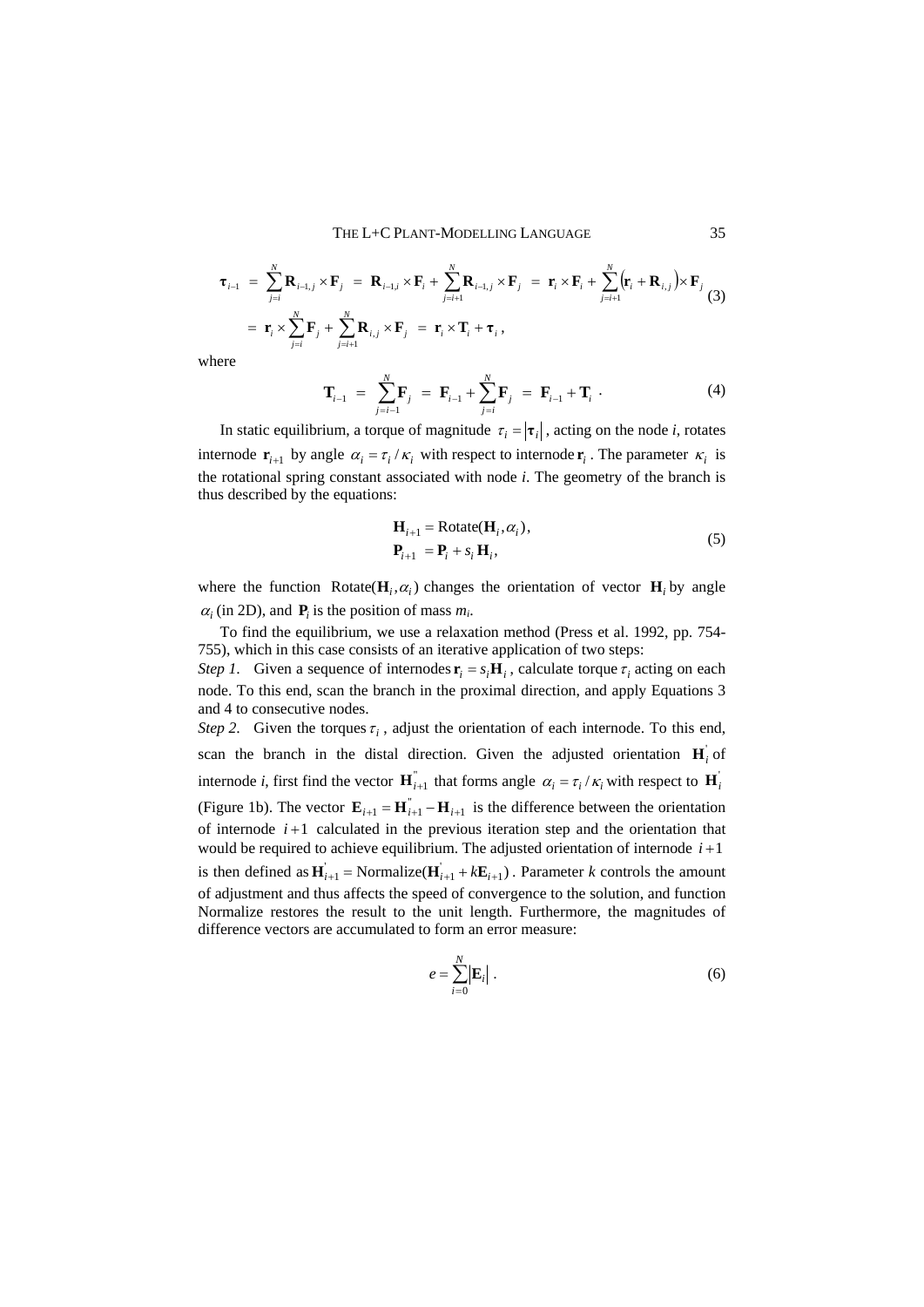$$\boldsymbol{\tau}_{i-1} = \sum_{j=i}^{N} \mathbf{R}_{i-1,j} \times \mathbf{F}_j = \mathbf{R}_{i-1,i} \times \mathbf{F}_i + \sum_{j=i+1}^{N} \mathbf{R}_{i-1,j} \times \mathbf{F}_j = \mathbf{r}_i \times \mathbf{F}_i + \sum_{j=i+1}^{N} \left(\mathbf{r}_i + \mathbf{R}_{i,j}\right) \times \mathbf{F}_j$$
$$= \mathbf{r}_i \times \sum_{j=i}^{N} \mathbf{F}_j + \sum_{j=i+1}^{N} \mathbf{R}_{i,j} \times \mathbf{F}_j = \mathbf{r}_i \times \mathbf{T}_i + \boldsymbol{\tau}_i \, , \tag{3}$$

where

$$\mathbf{T}_{i-1} = \sum_{j=i-1}^{N} \mathbf{F}_j = \mathbf{F}_{i-1} + \sum_{j=i}^{N} \mathbf{F}_j = \mathbf{F}_{i-1} + \mathbf{T}_i \, . \tag{4}$$

In static equilibrium, a torque of magnitude $\tau_i = |\boldsymbol{\tau}_i|$, acting on the node *i*, rotates internode $\mathbf{r}_{i+1}$ by angle $\alpha_i = \tau_i / \kappa_i$ with respect to internode $\mathbf{r}_i$. The parameter $\kappa_i$ is the rotational spring constant associated with node *i*. The geometry of the branch is thus described by the equations:

$$\mathbf{H}_{i+1} = \text{Rotate}(\mathbf{H}_i, \alpha_i),$$
$$\mathbf{P}_{i+1} = \mathbf{P}_i + s_i \, \mathbf{H}_i, \tag{5}$$

where the function $\text{Rotate}(\mathbf{H}_i, \alpha_i)$ changes the orientation of vector $\mathbf{H}_i$ by angle $\alpha_i$ (in 2D), and $\mathbf{P}_i$ is the position of mass $m_i$.

To find the equilibrium, we use a relaxation method (Press et al. 1992, pp. 754-755), which in this case consists of an iterative application of two steps:

*Step 1.* Given a sequence of internodes $\mathbf{r}_i = s_i \mathbf{H}_i$, calculate torque $\tau_i$ acting on each node. To this end, scan the branch in the proximal direction, and apply Equations 3 and 4 to consecutive nodes.

*Step 2.* Given the torques $\tau_i$, adjust the orientation of each internode. To this end, scan the branch in the distal direction. Given the adjusted orientation $\mathbf{H}_i^{'}$ of internode *i*, first find the vector $\mathbf{H}_{i+1}^{''}$ that forms angle $\alpha_i = \tau_i / \kappa_i$ with respect to $\mathbf{H}_i^{'}$ (Figure 1b). The vector $\mathbf{E}_{i+1} = \mathbf{H}_{i+1}^{''} - \mathbf{H}_{i+1}$ is the difference between the orientation of internode $i+1$ calculated in the previous iteration step and the orientation that would be required to achieve equilibrium. The adjusted orientation of internode $i+1$ is then defined as $\mathbf{H}_{i+1}^{'} = \text{Normalize}(\mathbf{H}_{i+1}^{'} + k\mathbf{E}_{i+1})$. Parameter *k* controls the amount of adjustment and thus affects the speed of convergence to the solution, and function Normalize restores the result to the unit length. Furthermore, the magnitudes of difference vectors are accumulated to form an error measure:

$$e = \sum_{i=0}^{N} |\mathbf{E}_i| \, . \tag{6}$$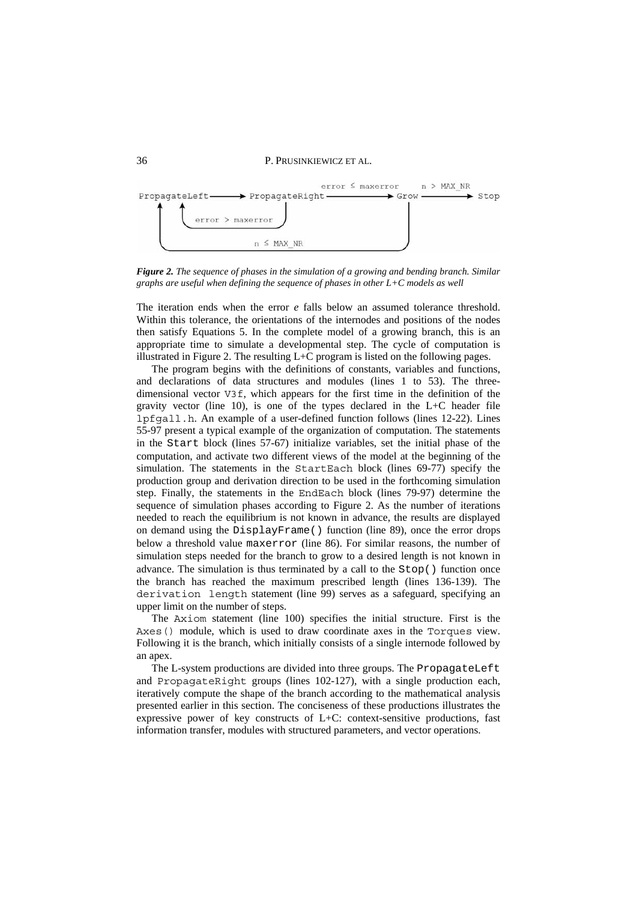*Figure 2. The sequence of phases in the simulation of a growing and bending branch. Similar graphs are useful when defining the sequence of phases in other L+C models as well*

The iteration ends when the error *e* falls below an assumed tolerance threshold. Within this tolerance, the orientations of the internodes and positions of the nodes then satisfy Equations 5. In the complete model of a growing branch, this is an appropriate time to simulate a developmental step. The cycle of computation is illustrated in Figure 2. The resulting L+C program is listed on the following pages.

The program begins with the definitions of constants, variables and functions, and declarations of data structures and modules (lines 1 to 53). The three-dimensional vector `V3f`, which appears for the first time in the definition of the gravity vector (line 10), is one of the types declared in the L+C header file `lpfgall.h`. An example of a user-defined function follows (lines 12-22). Lines 55-97 present a typical example of the organization of computation. The statements in the `Start` block (lines 57-67) initialize variables, set the initial phase of the computation, and activate two different views of the model at the beginning of the simulation. The statements in the `StartEach` block (lines 69-77) specify the production group and derivation direction to be used in the forthcoming simulation step. Finally, the statements in the `EndEach` block (lines 79-97) determine the sequence of simulation phases according to Figure 2. As the number of iterations needed to reach the equilibrium is not known in advance, the results are displayed on demand using the `DisplayFrame()` function (line 89), once the error drops below a threshold value `maxerror` (line 86). For similar reasons, the number of simulation steps needed for the branch to grow to a desired length is not known in advance. The simulation is thus terminated by a call to the `Stop()` function once the branch has reached the maximum prescribed length (lines 136-139). The `derivation length` statement (line 99) serves as a safeguard, specifying an upper limit on the number of steps.

The `Axiom` statement (line 100) specifies the initial structure. First is the `Axes()` module, which is used to draw coordinate axes in the `Torques` view. Following it is the branch, which initially consists of a single internode followed by an apex.

The L-system productions are divided into three groups. The `PropagateLeft` and `PropagateRight` groups (lines 102-127), with a single production each, iteratively compute the shape of the branch according to the mathematical analysis presented earlier in this section. The conciseness of these productions illustrates the expressive power of key constructs of L+C: context-sensitive productions, fast information transfer, modules with structured parameters, and vector operations.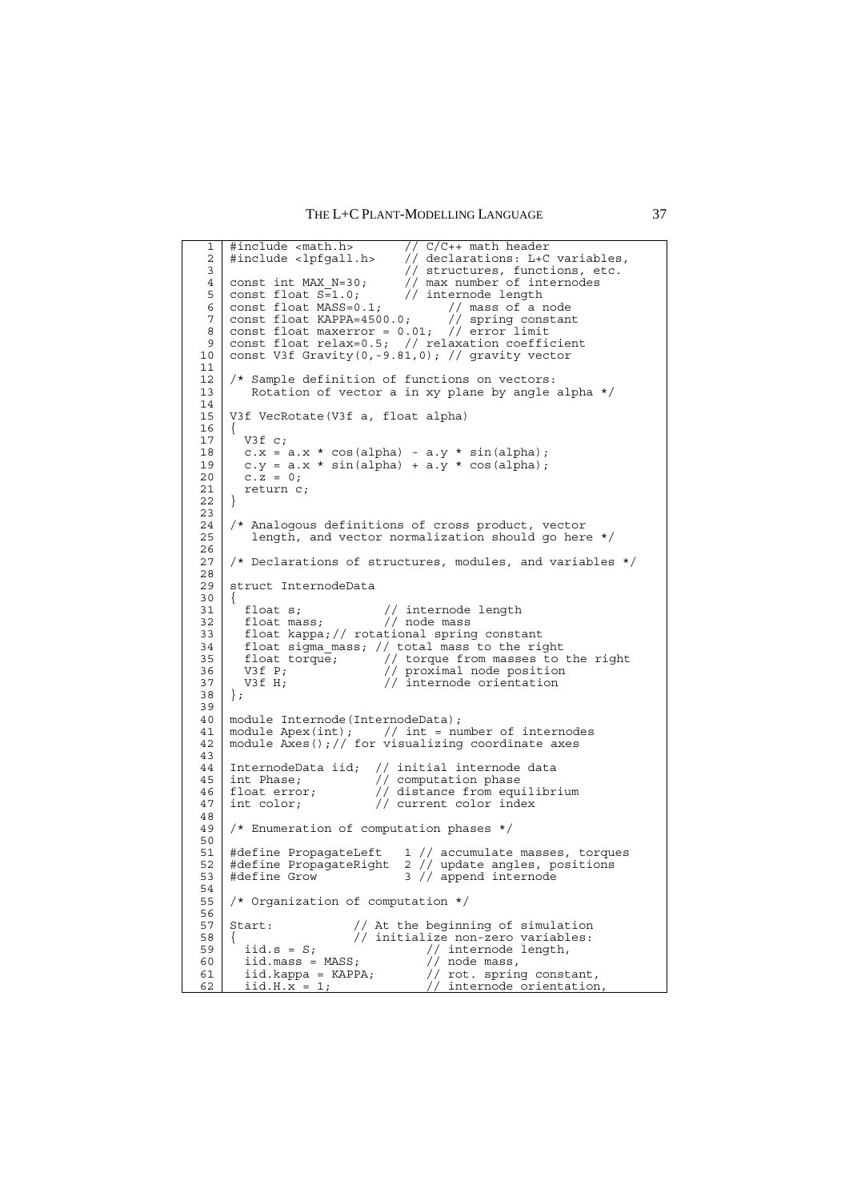```
 1  #include <math.h>        // C/C++ math header
 2  #include <lpfgall.h>     // declarations: L+C variables,
 3                           // structures, functions, etc.
 4  const int MAX_N=30;      // max number of internodes
 5  const float S=1.0;       // internode length
 6  const float MASS=0.1;          // mass of a node
 7  const float KAPPA=4500.0;      // spring constant
 8  const float maxerror = 0.01;  // error limit
 9  const float relax=0.5;  // relaxation coefficient
10  const V3f Gravity(0,-9.81,0); // gravity vector
11
12  /* Sample definition of functions on vectors:
13     Rotation of vector a in xy plane by angle alpha */
14
15  V3f VecRotate(V3f a, float alpha)
16  {
17    V3f c;
18    c.x = a.x * cos(alpha) - a.y * sin(alpha);
19    c.y = a.x * sin(alpha) + a.y * cos(alpha);
20    c.z = 0;
21    return c;
22  }
23
24  /* Analogous definitions of cross product, vector
25     length, and vector normalization should go here */
26
27  /* Declarations of structures, modules, and variables */
28
29  struct InternodeData
30  {
31    float s;            // internode length
32    float mass;         // node mass
33    float kappa;// rotational spring constant
34    float sigma_mass; // total mass to the right
35    float torque;       // torque from masses to the right
36    V3f P;              // proximal node position
37    V3f H;              // internode orientation
38  };
39
40  module Internode(InternodeData);
41  module Apex(int);     // int = number of internodes
42  module Axes();// for visualizing coordinate axes
43
44  InternodeData iid;  // initial internode data
45  int Phase;          // computation phase
46  float error;        // distance from equilibrium
47  int color;          // current color index
48
49  /* Enumeration of computation phases */
50
51  #define PropagateLeft   1 // accumulate masses, torques
52  #define PropagateRight  2 // update angles, positions
53  #define Grow            3 // append internode
54
55  /* Organization of computation */
56
57  Start:            // At the beginning of simulation
58  {                 // initialize non-zero variables:
59    iid.s = S;                // internode length,
60    iid.mass = MASS;          // node mass,
61    iid.kappa = KAPPA;        // rot. spring constant,
62    iid.H.x = 1;              // internode orientation,
```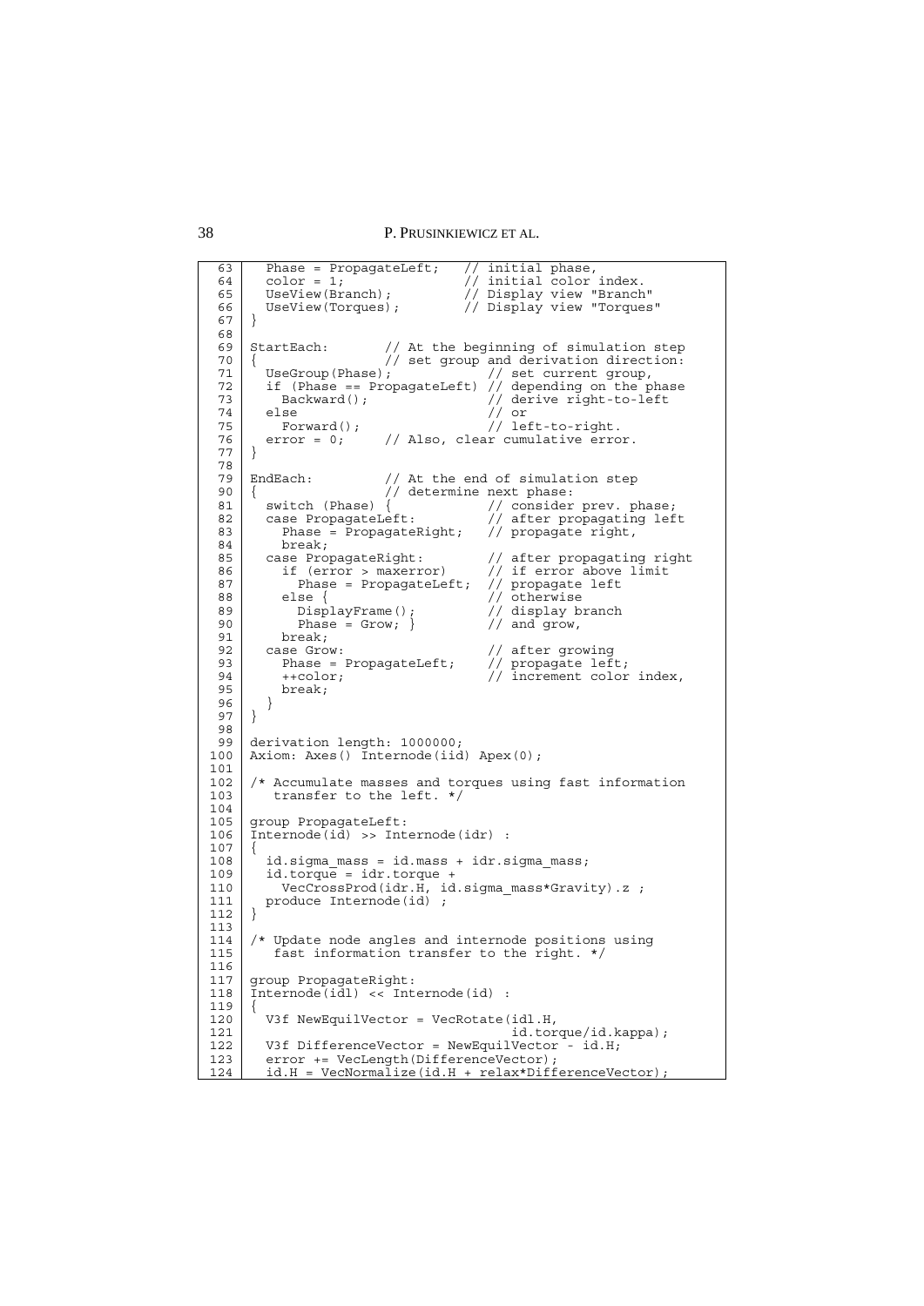```
 63     Phase = PropagateLeft;   // initial phase,
 64     color = 1;               // initial color index.
 65     UseView(Branch);         // Display view "Branch"
 66     UseView(Torques);        // Display view "Torques"
 67   }
 68
 69   StartEach:        // At the beginning of simulation step
 70   {                 // set group and derivation direction:
 71     UseGroup(Phase);              // set current group,
 72     if (Phase == PropagateLeft) // depending on the phase
 73       Backward();                 // derive right-to-left
 74     else                          // or
 75       Forward();                  // left-to-right.
 76     error = 0;      // Also, clear cumulative error.
 77   }
 78
 79   EndEach:          // At the end of simulation step
 90   {                 // determine next phase:
 81     switch (Phase) {              // consider prev. phase;
 82     case PropagateLeft:           // after propagating left
 83       Phase = PropagateRight;     // propagate right,
 84       break;
 85     case PropagateRight:          // after propagating right
 86       if (error > maxerror)       // if error above limit
 87         Phase = PropagateLeft;    // propagate left
 88       else {                      // otherwise
 89         DisplayFrame();           // display branch
 90         Phase = Grow; }           // and grow,
 91       break;
 92     case Grow:                    // after growing
 93       Phase = PropagateLeft;      // propagate left;
 94       ++color;                    // increment color index,
 95       break;
 96     }
 97   }
 98
 99   derivation length: 1000000;
100   Axiom: Axes() Internode(iid) Apex(0);
101
102   /* Accumulate masses and torques using fast information
103      transfer to the left. */
104
105   group PropagateLeft:
106   Internode(id) >> Internode(idr) :
107   {
108     id.sigma_mass = id.mass + idr.sigma_mass;
109     id.torque = idr.torque +
110       VecCrossProd(idr.H, id.sigma_mass*Gravity).z ;
111     produce Internode(id) ;
112   }
113
114   /* Update node angles and internode positions using
115      fast information transfer to the right. */
116
117   group PropagateRight:
118   Internode(idl) << Internode(id) :
119   {
120     V3f NewEquilVector = VecRotate(idl.H,
121                                    id.torque/id.kappa);
122     V3f DifferenceVector = NewEquilVector - id.H;
123     error += VecLength(DifferenceVector);
124     id.H = VecNormalize(id.H + relax*DifferenceVector);
```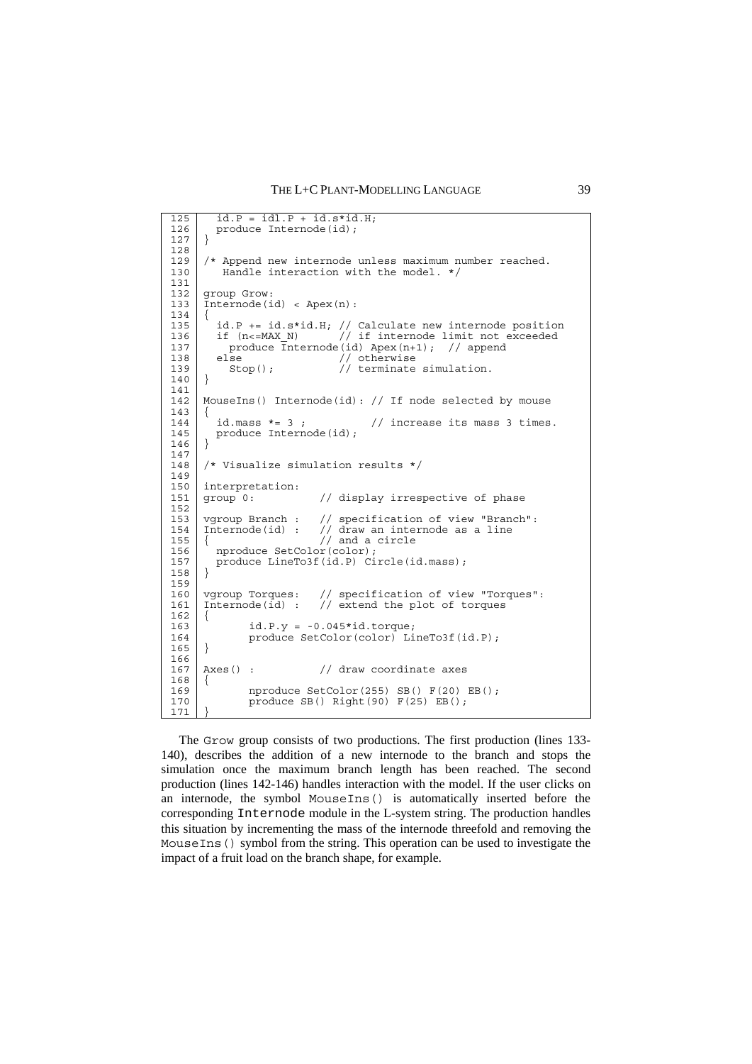```
125     id.P = id1.P + id.s*id.H;
126     produce Internode(id);
127   }
128
129   /* Append new internode unless maximum number reached.
130      Handle interaction with the model. */
131
132   group Grow:
133   Internode(id) < Apex(n):
134   {
135     id.P += id.s*id.H; // Calculate new internode position
136     if (n<=MAX_N)       // if internode limit not exceeded
137       produce Internode(id) Apex(n+1);  // append
138     else                // otherwise
139       Stop();           // terminate simulation.
140   }
141
142   MouseIns() Internode(id): // If node selected by mouse
143   {
144     id.mass *= 3 ;          // increase its mass 3 times.
145     produce Internode(id);
146   }
147
148   /* Visualize simulation results */
149
150   interpretation:
151   group 0:          // display irrespective of phase
152
153   vgroup Branch :   // specification of view "Branch":
154   Internode(id) :   // draw an internode as a line
155   {                 // and a circle
156     nproduce SetColor(color);
157     produce LineTo3f(id.P) Circle(id.mass);
158   }
159
160   vgroup Torques:   // specification of view "Torques":
161   Internode(id) :   // extend the plot of torques
162   {
163           id.P.y = -0.045*id.torque;
164           produce SetColor(color) LineTo3f(id.P);
165   }
166
167   Axes() :          // draw coordinate axes
168   {
169           nproduce SetColor(255) SB() F(20) EB();
170           produce SB() Right(90) F(25) EB();
171   }
```

The Grow group consists of two productions. The first production (lines 133-140), describes the addition of a new internode to the branch and stops the simulation once the maximum branch length has been reached. The second production (lines 142-146) handles interaction with the model. If the user clicks on an internode, the symbol MouseIns() is automatically inserted before the corresponding Internode module in the L-system string. The production handles this situation by incrementing the mass of the internode threefold and removing the MouseIns() symbol from the string. This operation can be used to investigate the impact of a fruit load on the branch shape, for example.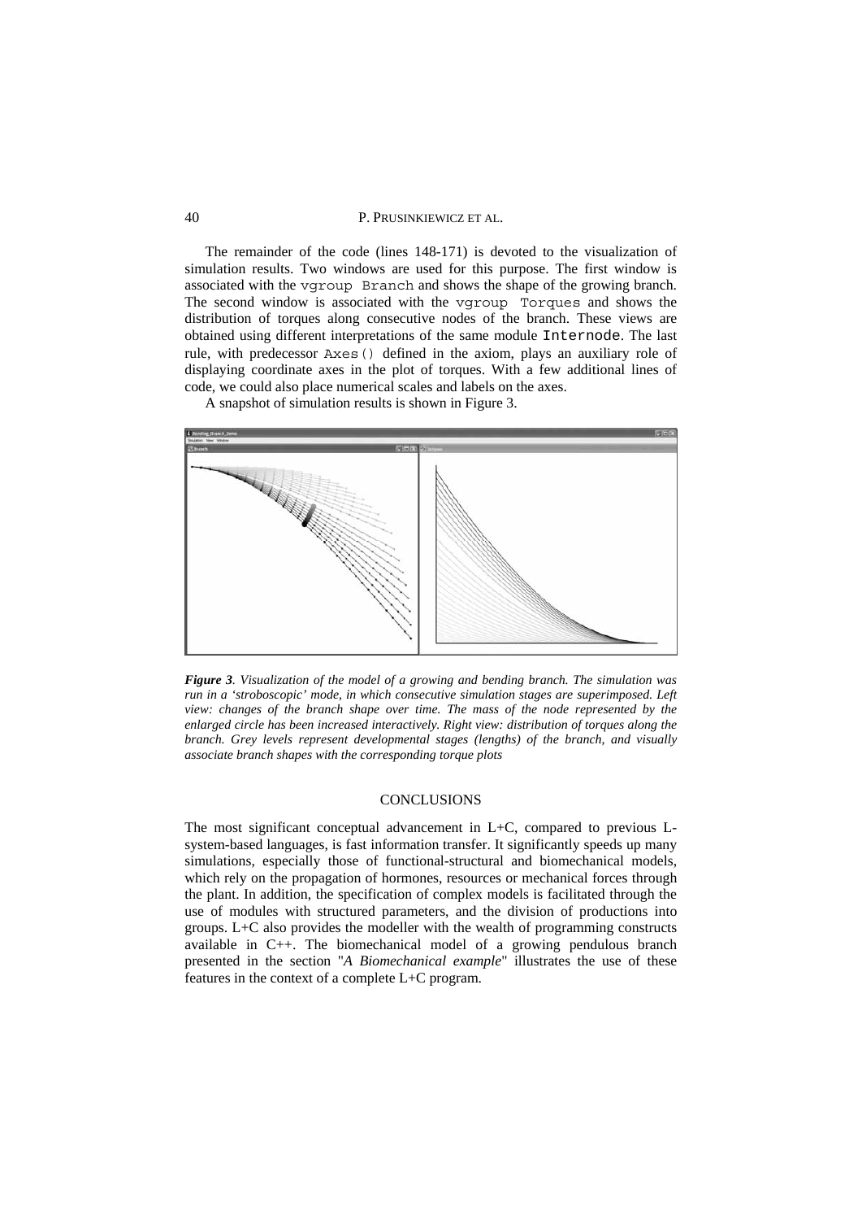The remainder of the code (lines 148-171) is devoted to the visualization of simulation results. Two windows are used for this purpose. The first window is associated with the `vgroup Branch` and shows the shape of the growing branch. The second window is associated with the `vgroup Torques` and shows the distribution of torques along consecutive nodes of the branch. These views are obtained using different interpretations of the same module `Internode`. The last rule, with predecessor `Axes()` defined in the axiom, plays an auxiliary role of displaying coordinate axes in the plot of torques. With a few additional lines of code, we could also place numerical scales and labels on the axes.

A snapshot of simulation results is shown in Figure 3.

***Figure 3**. Visualization of the model of a growing and bending branch. The simulation was run in a 'stroboscopic' mode, in which consecutive simulation stages are superimposed. Left view: changes of the branch shape over time. The mass of the node represented by the enlarged circle has been increased interactively. Right view: distribution of torques along the branch. Grey levels represent developmental stages (lengths) of the branch, and visually associate branch shapes with the corresponding torque plots*

## CONCLUSIONS

The most significant conceptual advancement in L+C, compared to previous L-system-based languages, is fast information transfer. It significantly speeds up many simulations, especially those of functional-structural and biomechanical models, which rely on the propagation of hormones, resources or mechanical forces through the plant. In addition, the specification of complex models is facilitated through the use of modules with structured parameters, and the division of productions into groups. L+C also provides the modeller with the wealth of programming constructs available in C++. The biomechanical model of a growing pendulous branch presented in the section "*A Biomechanical example*" illustrates the use of these features in the context of a complete L+C program.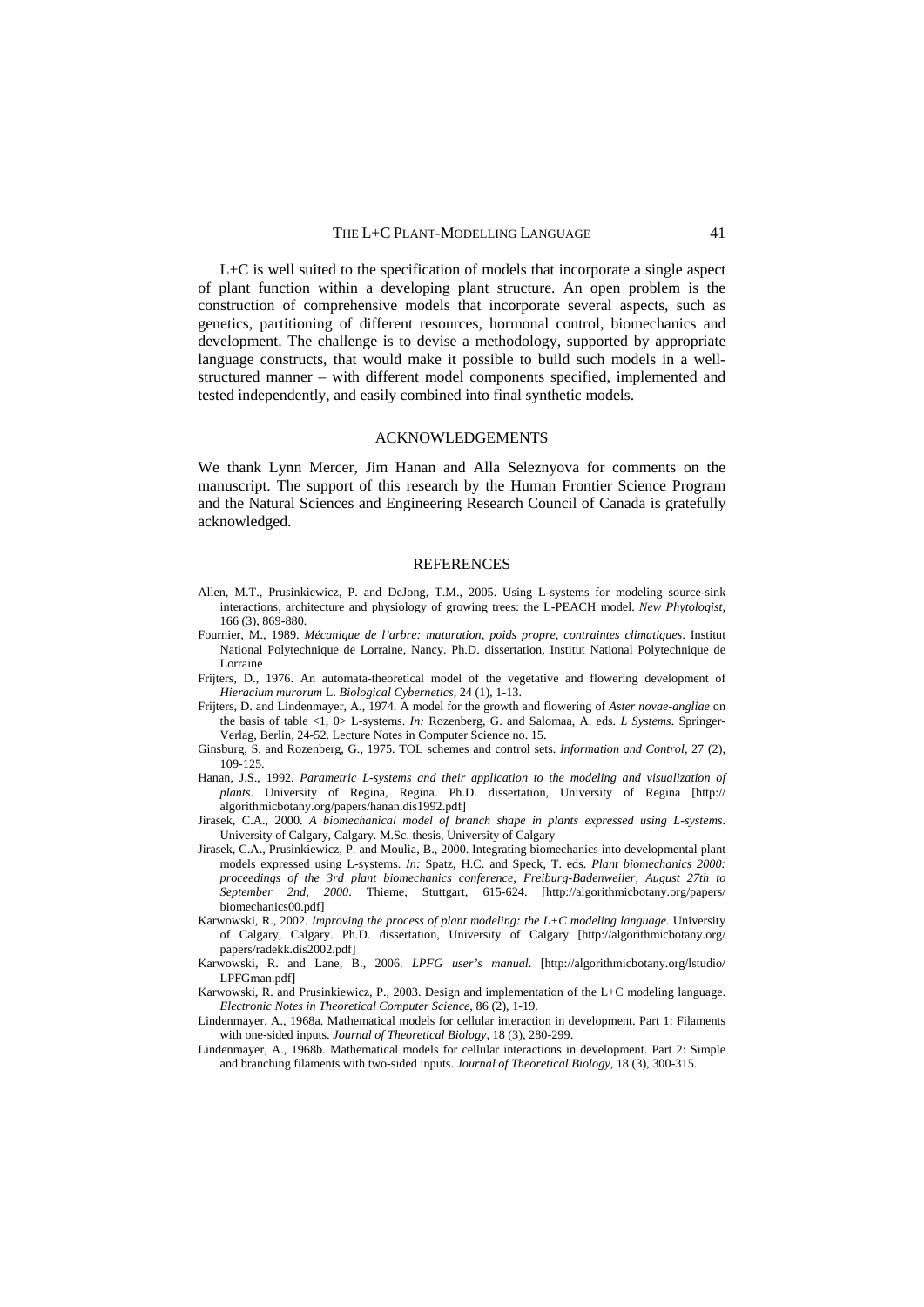L+C is well suited to the specification of models that incorporate a single aspect of plant function within a developing plant structure. An open problem is the construction of comprehensive models that incorporate several aspects, such as genetics, partitioning of different resources, hormonal control, biomechanics and development. The challenge is to devise a methodology, supported by appropriate language constructs, that would make it possible to build such models in a well-structured manner – with different model components specified, implemented and tested independently, and easily combined into final synthetic models.

## ACKNOWLEDGEMENTS

We thank Lynn Mercer, Jim Hanan and Alla Seleznyova for comments on the manuscript. The support of this research by the Human Frontier Science Program and the Natural Sciences and Engineering Research Council of Canada is gratefully acknowledged.

## REFERENCES

Allen, M.T., Prusinkiewicz, P. and DeJong, T.M., 2005. Using L-systems for modeling source-sink interactions, architecture and physiology of growing trees: the L-PEACH model. *New Phytologist,* 166 (3), 869-880.

Fournier, M., 1989. *Mécanique de l'arbre: maturation, poids propre, contraintes climatiques*. Institut National Polytechnique de Lorraine, Nancy. Ph.D. dissertation, Institut National Polytechnique de Lorraine

Frijters, D., 1976. An automata-theoretical model of the vegetative and flowering development of *Hieracium murorum* L. *Biological Cybernetics,* 24 (1), 1-13.

Frijters, D. and Lindenmayer, A., 1974. A model for the growth and flowering of *Aster novae-angliae* on the basis of table <1, 0> L-systems. *In:* Rozenberg, G. and Salomaa, A. eds. *L Systems*. Springer-Verlag, Berlin, 24-52. Lecture Notes in Computer Science no. 15.

Ginsburg, S. and Rozenberg, G., 1975. TOL schemes and control sets. *Information and Control,* 27 (2), 109-125.

Hanan, J.S., 1992. *Parametric L-systems and their application to the modeling and visualization of plants*. University of Regina, Regina. Ph.D. dissertation, University of Regina [http://algorithmicbotany.org/papers/hanan.dis1992.pdf]

Jirasek, C.A., 2000. *A biomechanical model of branch shape in plants expressed using L-systems*. University of Calgary, Calgary. M.Sc. thesis, University of Calgary

Jirasek, C.A., Prusinkiewicz, P. and Moulia, B., 2000. Integrating biomechanics into developmental plant models expressed using L-systems. *In:* Spatz, H.C. and Speck, T. eds. *Plant biomechanics 2000: proceedings of the 3rd plant biomechanics conference, Freiburg-Badenweiler, August 27th to September 2nd, 2000*. Thieme, Stuttgart, 615-624. [http://algorithmicbotany.org/papers/biomechanics00.pdf]

Karwowski, R., 2002. *Improving the process of plant modeling: the L+C modeling language*. University of Calgary, Calgary. Ph.D. dissertation, University of Calgary [http://algorithmicbotany.org/papers/radekk.dis2002.pdf]

Karwowski, R. and Lane, B., 2006. *LPFG user's manual*. [http://algorithmicbotany.org/lstudio/LPFGman.pdf]

Karwowski, R. and Prusinkiewicz, P., 2003. Design and implementation of the L+C modeling language. *Electronic Notes in Theoretical Computer Science,* 86 (2), 1-19.

Lindenmayer, A., 1968a. Mathematical models for cellular interaction in development. Part 1: Filaments with one-sided inputs. *Journal of Theoretical Biology,* 18 (3), 280-299.

Lindenmayer, A., 1968b. Mathematical models for cellular interactions in development. Part 2: Simple and branching filaments with two-sided inputs. *Journal of Theoretical Biology,* 18 (3), 300-315.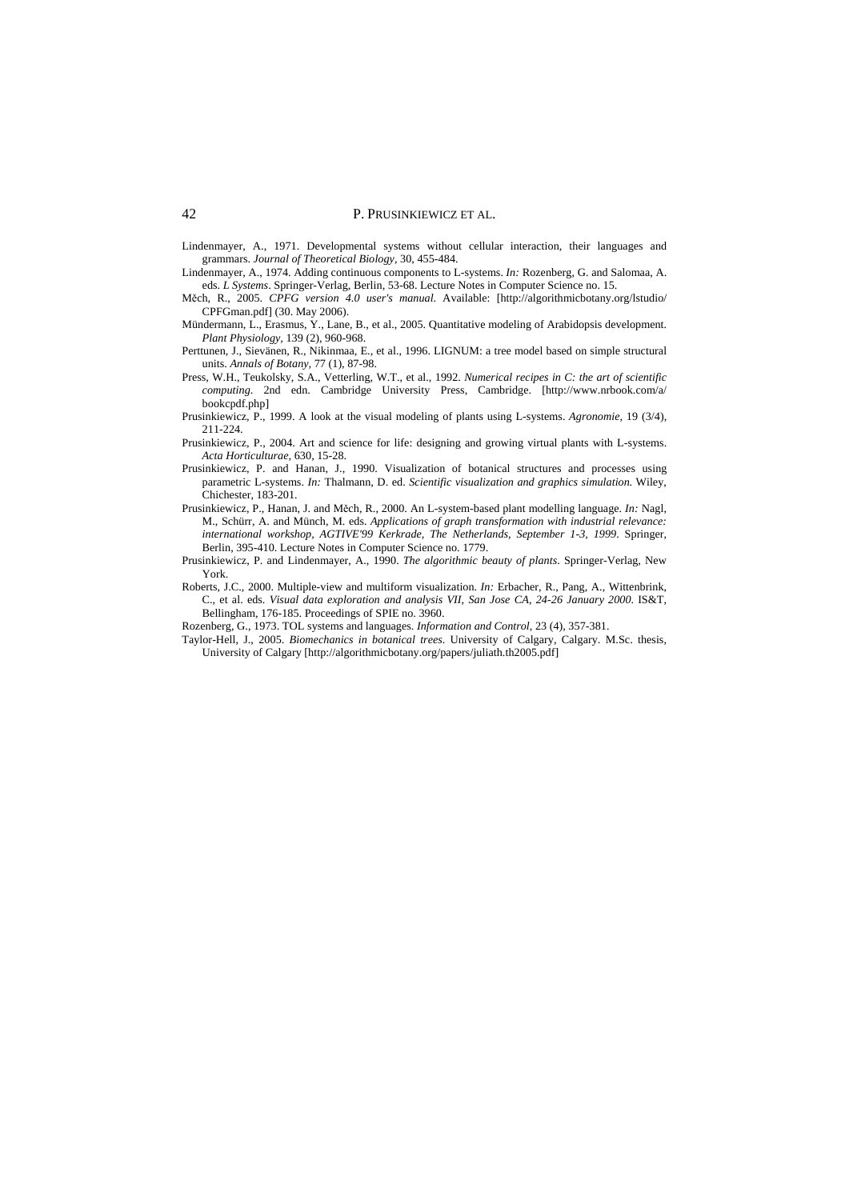Lindenmayer, A., 1971. Developmental systems without cellular interaction, their languages and grammars. *Journal of Theoretical Biology*, 30, 455-484.

Lindenmayer, A., 1974. Adding continuous components to L-systems. *In:* Rozenberg, G. and Salomaa, A. eds. *L Systems*. Springer-Verlag, Berlin, 53-68. Lecture Notes in Computer Science no. 15.

Měch, R., 2005. *CPFG version 4.0 user's manual*. Available: [http://algorithmicbotany.org/lstudio/CPFGman.pdf] (30. May 2006).

Mündermann, L., Erasmus, Y., Lane, B., et al., 2005. Quantitative modeling of Arabidopsis development. *Plant Physiology*, 139 (2), 960-968.

Perttunen, J., Sievänen, R., Nikinmaa, E., et al., 1996. LIGNUM: a tree model based on simple structural units. *Annals of Botany*, 77 (1), 87-98.

Press, W.H., Teukolsky, S.A., Vetterling, W.T., et al., 1992. *Numerical recipes in C: the art of scientific computing*. 2nd edn. Cambridge University Press, Cambridge. [http://www.nrbook.com/a/bookcpdf.php]

Prusinkiewicz, P., 1999. A look at the visual modeling of plants using L-systems. *Agronomie*, 19 (3/4), 211-224.

Prusinkiewicz, P., 2004. Art and science for life: designing and growing virtual plants with L-systems. *Acta Horticulturae*, 630, 15-28.

Prusinkiewicz, P. and Hanan, J., 1990. Visualization of botanical structures and processes using parametric L-systems. *In:* Thalmann, D. ed. *Scientific visualization and graphics simulation*. Wiley, Chichester, 183-201.

Prusinkiewicz, P., Hanan, J. and Měch, R., 2000. An L-system-based plant modelling language. *In:* Nagl, M., Schürr, A. and Münch, M. eds. *Applications of graph transformation with industrial relevance: international workshop, AGTIVE'99 Kerkrade, The Netherlands, September 1-3, 1999*. Springer, Berlin, 395-410. Lecture Notes in Computer Science no. 1779.

Prusinkiewicz, P. and Lindenmayer, A., 1990. *The algorithmic beauty of plants*. Springer-Verlag, New York.

Roberts, J.C., 2000. Multiple-view and multiform visualization. *In:* Erbacher, R., Pang, A., Wittenbrink, C., et al. eds. *Visual data exploration and analysis VII, San Jose CA, 24-26 January 2000*. IS&T, Bellingham, 176-185. Proceedings of SPIE no. 3960.

Rozenberg, G., 1973. TOL systems and languages. *Information and Control*, 23 (4), 357-381.

Taylor-Hell, J., 2005. *Biomechanics in botanical trees*. University of Calgary, Calgary. M.Sc. thesis, University of Calgary [http://algorithmicbotany.org/papers/juliath.th2005.pdf]